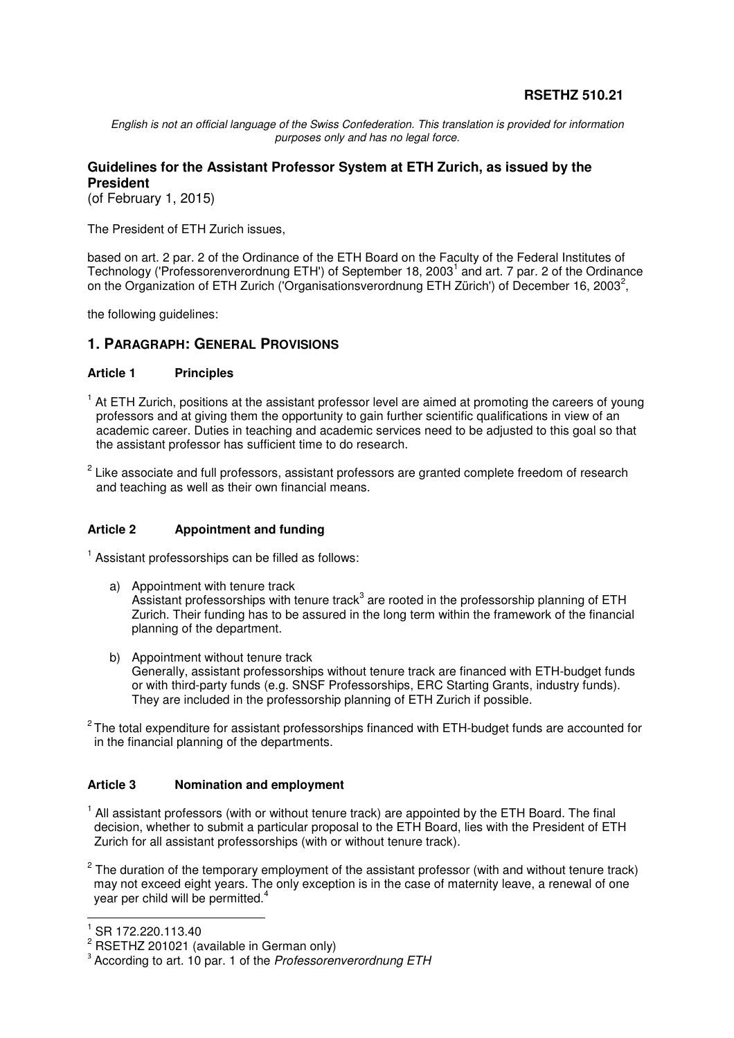**RSETHZ 510.21**

*English is not an official language of the Swiss Confederation. This translation is provided for information purposes only and has no legal force.*

## Guidelines for the Assistant Professor System at ETH Zurich, as issued by the President

(of February 1, 2015)

The President of ETH Zurich issues,

based on art. 2 par. 2 of the Ordinance of the ETH Board on the Faculty of the Federal Institutes of Technology ('Professorenverordnung ETH') of September 18, 2003[1] and art. 7 par. 2 of the Ordinance on the Organization of ETH Zurich ('Organisationsverordnung ETH Zürich') of December 16, 2003[2],

the following guidelines:

## 1. Paragraph: General Provisions

### Article 1 Principles

[1] At ETH Zurich, positions at the assistant professor level are aimed at promoting the careers of young professors and at giving them the opportunity to gain further scientific qualifications in view of an academic career. Duties in teaching and academic services need to be adjusted to this goal so that the assistant professor has sufficient time to do research.

[2] Like associate and full professors, assistant professors are granted complete freedom of research and teaching as well as their own financial means.

### Article 2 Appointment and funding

[1] Assistant professorships can be filled as follows:

a) Appointment with tenure track
Assistant professorships with tenure track[3] are rooted in the professorship planning of ETH Zurich. Their funding has to be assured in the long term within the framework of the financial planning of the department.

b) Appointment without tenure track
Generally, assistant professorships without tenure track are financed with ETH-budget funds or with third-party funds (e.g. SNSF Professorships, ERC Starting Grants, industry funds). They are included in the professorship planning of ETH Zurich if possible.

[2] The total expenditure for assistant professorships financed with ETH-budget funds are accounted for in the financial planning of the departments.

### Article 3 Nomination and employment

[1] All assistant professors (with or without tenure track) are appointed by the ETH Board. The final decision, whether to submit a particular proposal to the ETH Board, lies with the President of ETH Zurich for all assistant professorships (with or without tenure track).

[2] The duration of the temporary employment of the assistant professor (with and without tenure track) may not exceed eight years. The only exception is in the case of maternity leave, a renewal of one year per child will be permitted.[4]

---

[1] SR 172.220.113.40

[2] RSETHZ 201021 (available in German only)

[3] According to art. 10 par. 1 of the *Professorenverordnung ETH*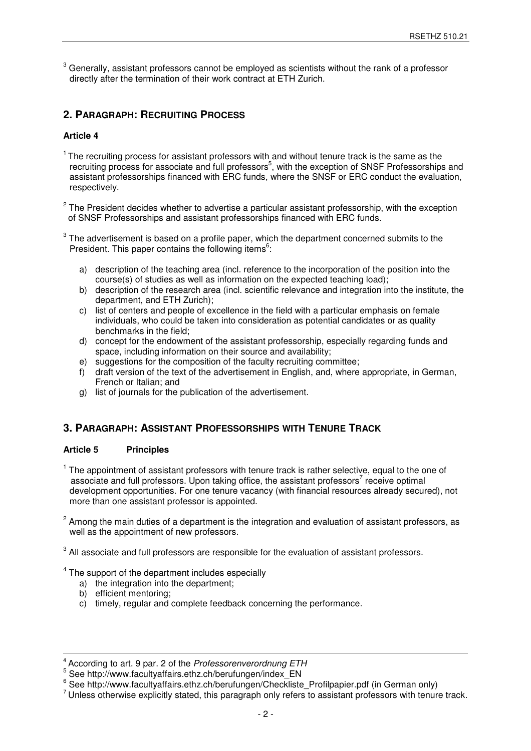[3] Generally, assistant professors cannot be employed as scientists without the rank of a professor directly after the termination of their work contract at ETH Zurich.

## 2. Paragraph: Recruiting Process

### Article 4

[1] The recruiting process for assistant professors with and without tenure track is the same as the recruiting process for associate and full professors[5], with the exception of SNSF Professorships and assistant professorships financed with ERC funds, where the SNSF or ERC conduct the evaluation, respectively.

[2] The President decides whether to advertise a particular assistant professorship, with the exception of SNSF Professorships and assistant professorships financed with ERC funds.

[3] The advertisement is based on a profile paper, which the department concerned submits to the President. This paper contains the following items[6]:

a) description of the teaching area (incl. reference to the incorporation of the position into the course(s) of studies as well as information on the expected teaching load);
b) description of the research area (incl. scientific relevance and integration into the institute, the department, and ETH Zurich);
c) list of centers and people of excellence in the field with a particular emphasis on female individuals, who could be taken into consideration as potential candidates or as quality benchmarks in the field;
d) concept for the endowment of the assistant professorship, especially regarding funds and space, including information on their source and availability;
e) suggestions for the composition of the faculty recruiting committee;
f) draft version of the text of the advertisement in English, and, where appropriate, in German, French or Italian; and
g) list of journals for the publication of the advertisement.

## 3. Paragraph: Assistant Professorships with Tenure Track

### Article 5 Principles

[1] The appointment of assistant professors with tenure track is rather selective, equal to the one of associate and full professors. Upon taking office, the assistant professors[7] receive optimal development opportunities. For one tenure vacancy (with financial resources already secured), not more than one assistant professor is appointed.

[2] Among the main duties of a department is the integration and evaluation of assistant professors, as well as the appointment of new professors.

[3] All associate and full professors are responsible for the evaluation of assistant professors.

[4] The support of the department includes especially

a) the integration into the department;
b) efficient mentoring;
c) timely, regular and complete feedback concerning the performance.

---

[4] According to art. 9 par. 2 of the *Professorenverordnung ETH*
[5] See http://www.facultyaffairs.ethz.ch/berufungen/index_EN
[6] See http://www.facultyaffairs.ethz.ch/berufungen/Checkliste_Profilpapier.pdf (in German only)
[7] Unless otherwise explicitly stated, this paragraph only refers to assistant professors with tenure track.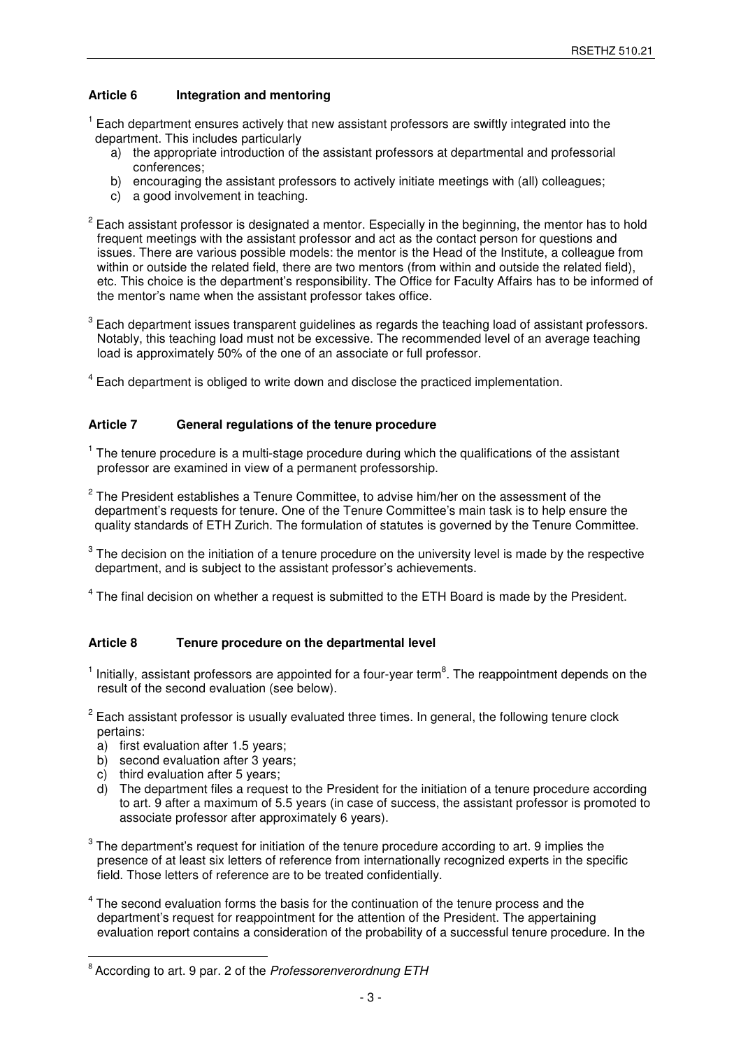### Article 6 Integration and mentoring

[1] Each department ensures actively that new assistant professors are swiftly integrated into the department. This includes particularly

a) the appropriate introduction of the assistant professors at departmental and professorial conferences;
b) encouraging the assistant professors to actively initiate meetings with (all) colleagues;
c) a good involvement in teaching.

[2] Each assistant professor is designated a mentor. Especially in the beginning, the mentor has to hold frequent meetings with the assistant professor and act as the contact person for questions and issues. There are various possible models: the mentor is the Head of the Institute, a colleague from within or outside the related field, there are two mentors (from within and outside the related field), etc. This choice is the department's responsibility. The Office for Faculty Affairs has to be informed of the mentor's name when the assistant professor takes office.

[3] Each department issues transparent guidelines as regards the teaching load of assistant professors. Notably, this teaching load must not be excessive. The recommended level of an average teaching load is approximately 50% of the one of an associate or full professor.

[4] Each department is obliged to write down and disclose the practiced implementation.

### Article 7 General regulations of the tenure procedure

[1] The tenure procedure is a multi-stage procedure during which the qualifications of the assistant professor are examined in view of a permanent professorship.

[2] The President establishes a Tenure Committee, to advise him/her on the assessment of the department's requests for tenure. One of the Tenure Committee's main task is to help ensure the quality standards of ETH Zurich. The formulation of statutes is governed by the Tenure Committee.

[3] The decision on the initiation of a tenure procedure on the university level is made by the respective department, and is subject to the assistant professor's achievements.

[4] The final decision on whether a request is submitted to the ETH Board is made by the President.

### Article 8 Tenure procedure on the departmental level

[1] Initially, assistant professors are appointed for a four-year term[8]. The reappointment depends on the result of the second evaluation (see below).

[2] Each assistant professor is usually evaluated three times. In general, the following tenure clock pertains:

a) first evaluation after 1.5 years;
b) second evaluation after 3 years;
c) third evaluation after 5 years;
d) The department files a request to the President for the initiation of a tenure procedure according to art. 9 after a maximum of 5.5 years (in case of success, the assistant professor is promoted to associate professor after approximately 6 years).

[3] The department's request for initiation of the tenure procedure according to art. 9 implies the presence of at least six letters of reference from internationally recognized experts in the specific field. Those letters of reference are to be treated confidentially.

[4] The second evaluation forms the basis for the continuation of the tenure process and the department's request for reappointment for the attention of the President. The appertaining evaluation report contains a consideration of the probability of a successful tenure procedure. In the

---

[8] According to art. 9 par. 2 of the *Professorenverordnung ETH*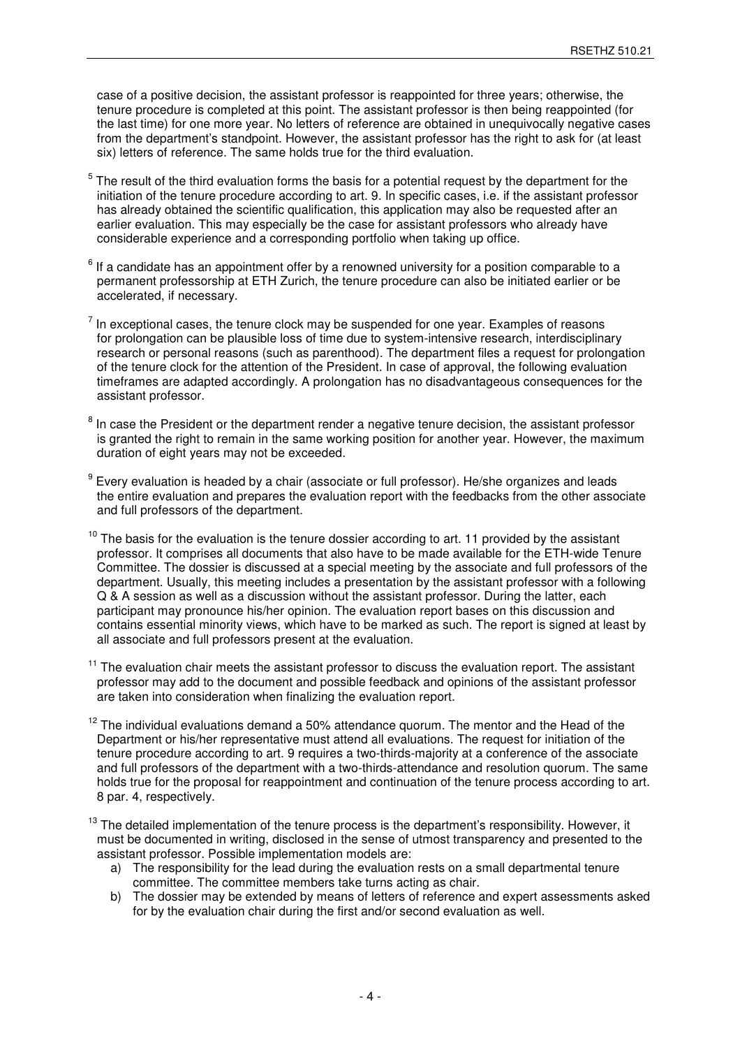case of a positive decision, the assistant professor is reappointed for three years; otherwise, the tenure procedure is completed at this point. The assistant professor is then being reappointed (for the last time) for one more year. No letters of reference are obtained in unequivocally negative cases from the department's standpoint. However, the assistant professor has the right to ask for (at least six) letters of reference. The same holds true for the third evaluation.

[5] The result of the third evaluation forms the basis for a potential request by the department for the initiation of the tenure procedure according to art. 9. In specific cases, i.e. if the assistant professor has already obtained the scientific qualification, this application may also be requested after an earlier evaluation. This may especially be the case for assistant professors who already have considerable experience and a corresponding portfolio when taking up office.

[6] If a candidate has an appointment offer by a renowned university for a position comparable to a permanent professorship at ETH Zurich, the tenure procedure can also be initiated earlier or be accelerated, if necessary.

[7] In exceptional cases, the tenure clock may be suspended for one year. Examples of reasons for prolongation can be plausible loss of time due to system-intensive research, interdisciplinary research or personal reasons (such as parenthood). The department files a request for prolongation of the tenure clock for the attention of the President. In case of approval, the following evaluation timeframes are adapted accordingly. A prolongation has no disadvantageous consequences for the assistant professor.

[8] In case the President or the department render a negative tenure decision, the assistant professor is granted the right to remain in the same working position for another year. However, the maximum duration of eight years may not be exceeded.

[9] Every evaluation is headed by a chair (associate or full professor). He/she organizes and leads the entire evaluation and prepares the evaluation report with the feedbacks from the other associate and full professors of the department.

[10] The basis for the evaluation is the tenure dossier according to art. 11 provided by the assistant professor. It comprises all documents that also have to be made available for the ETH-wide Tenure Committee. The dossier is discussed at a special meeting by the associate and full professors of the department. Usually, this meeting includes a presentation by the assistant professor with a following Q & A session as well as a discussion without the assistant professor. During the latter, each participant may pronounce his/her opinion. The evaluation report bases on this discussion and contains essential minority views, which have to be marked as such. The report is signed at least by all associate and full professors present at the evaluation.

[11] The evaluation chair meets the assistant professor to discuss the evaluation report. The assistant professor may add to the document and possible feedback and opinions of the assistant professor are taken into consideration when finalizing the evaluation report.

[12] The individual evaluations demand a 50% attendance quorum. The mentor and the Head of the Department or his/her representative must attend all evaluations. The request for initiation of the tenure procedure according to art. 9 requires a two-thirds-majority at a conference of the associate and full professors of the department with a two-thirds-attendance and resolution quorum. The same holds true for the proposal for reappointment and continuation of the tenure process according to art. 8 par. 4, respectively.

[13] The detailed implementation of the tenure process is the department's responsibility. However, it must be documented in writing, disclosed in the sense of utmost transparency and presented to the assistant professor. Possible implementation models are:

a) The responsibility for the lead during the evaluation rests on a small departmental tenure committee. The committee members take turns acting as chair.
b) The dossier may be extended by means of letters of reference and expert assessments asked for by the evaluation chair during the first and/or second evaluation as well.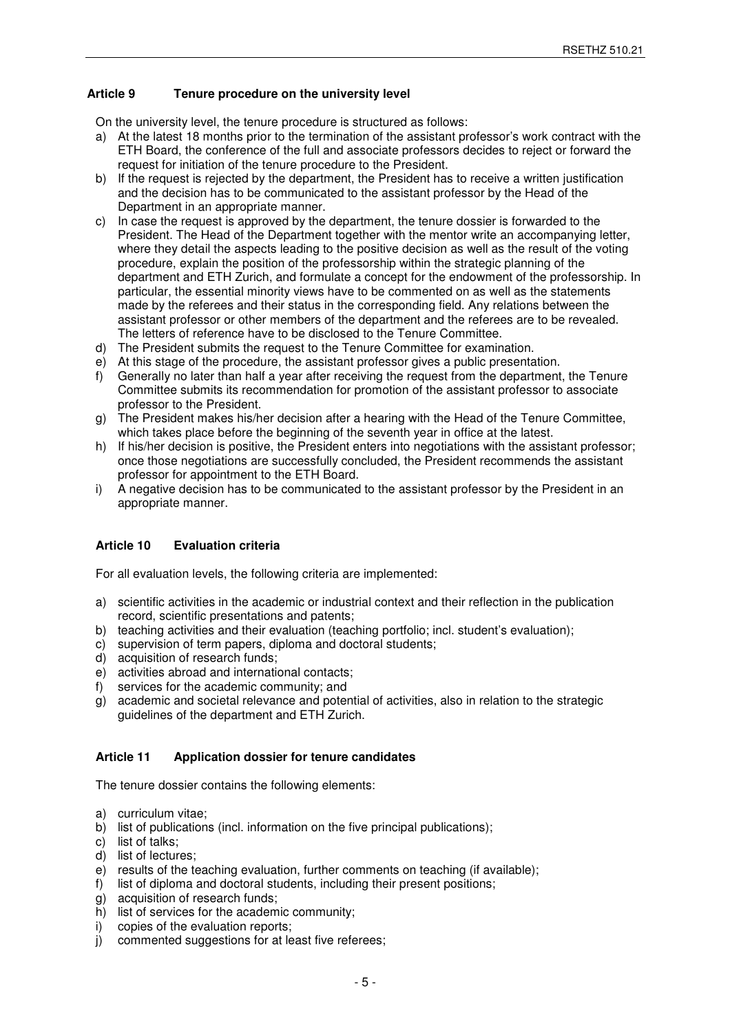### Article 9 Tenure procedure on the university level

On the university level, the tenure procedure is structured as follows:

a) At the latest 18 months prior to the termination of the assistant professor's work contract with the ETH Board, the conference of the full and associate professors decides to reject or forward the request for initiation of the tenure procedure to the President.
b) If the request is rejected by the department, the President has to receive a written justification and the decision has to be communicated to the assistant professor by the Head of the Department in an appropriate manner.
c) In case the request is approved by the department, the tenure dossier is forwarded to the President. The Head of the Department together with the mentor write an accompanying letter, where they detail the aspects leading to the positive decision as well as the result of the voting procedure, explain the position of the professorship within the strategic planning of the department and ETH Zurich, and formulate a concept for the endowment of the professorship. In particular, the essential minority views have to be commented on as well as the statements made by the referees and their status in the corresponding field. Any relations between the assistant professor or other members of the department and the referees are to be revealed. The letters of reference have to be disclosed to the Tenure Committee.
d) The President submits the request to the Tenure Committee for examination.
e) At this stage of the procedure, the assistant professor gives a public presentation.
f) Generally no later than half a year after receiving the request from the department, the Tenure Committee submits its recommendation for promotion of the assistant professor to associate professor to the President.
g) The President makes his/her decision after a hearing with the Head of the Tenure Committee, which takes place before the beginning of the seventh year in office at the latest.
h) If his/her decision is positive, the President enters into negotiations with the assistant professor; once those negotiations are successfully concluded, the President recommends the assistant professor for appointment to the ETH Board.
i) A negative decision has to be communicated to the assistant professor by the President in an appropriate manner.

### Article 10 Evaluation criteria

For all evaluation levels, the following criteria are implemented:

a) scientific activities in the academic or industrial context and their reflection in the publication record, scientific presentations and patents;
b) teaching activities and their evaluation (teaching portfolio; incl. student's evaluation);
c) supervision of term papers, diploma and doctoral students;
d) acquisition of research funds;
e) activities abroad and international contacts;
f) services for the academic community; and
g) academic and societal relevance and potential of activities, also in relation to the strategic guidelines of the department and ETH Zurich.

### Article 11 Application dossier for tenure candidates

The tenure dossier contains the following elements:

a) curriculum vitae;
b) list of publications (incl. information on the five principal publications);
c) list of talks;
d) list of lectures;
e) results of the teaching evaluation, further comments on teaching (if available);
f) list of diploma and doctoral students, including their present positions;
g) acquisition of research funds;
h) list of services for the academic community;
i) copies of the evaluation reports;
j) commented suggestions for at least five referees;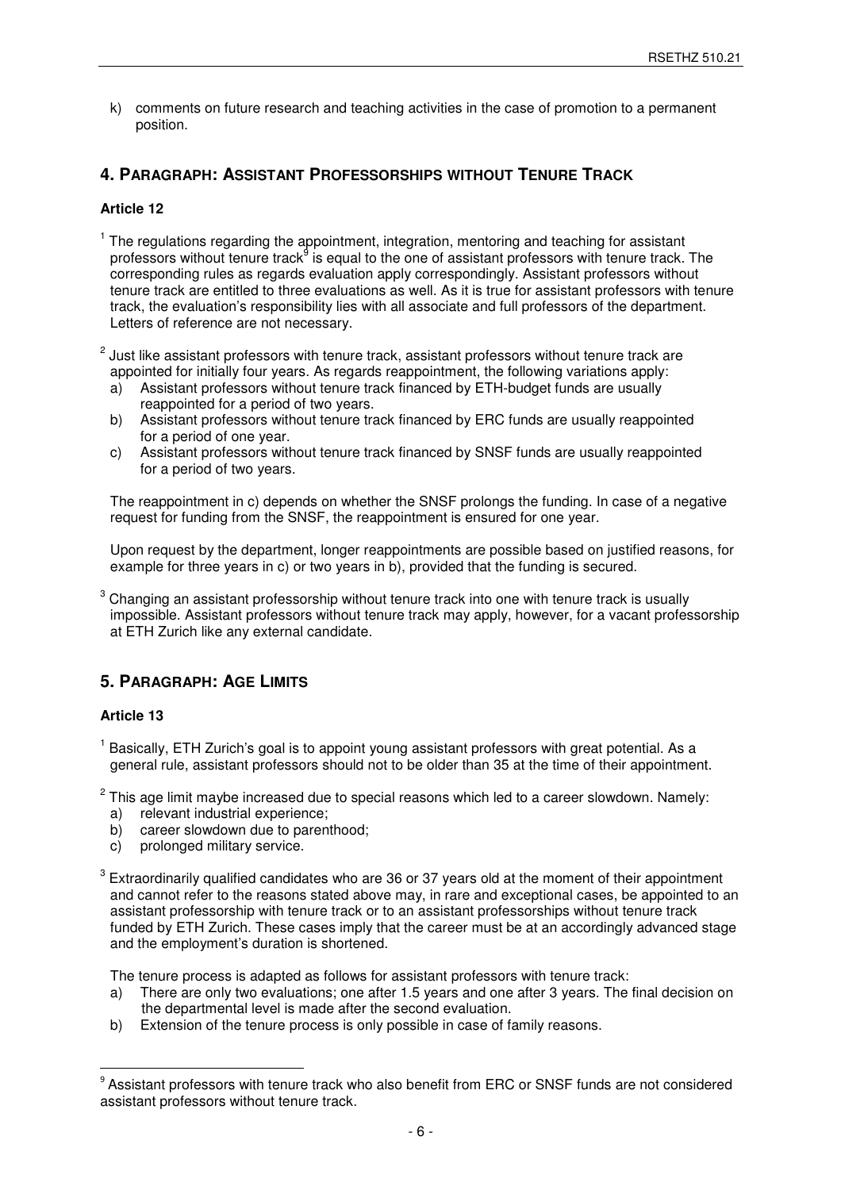k) comments on future research and teaching activities in the case of promotion to a permanent position.

## 4. Paragraph: Assistant Professorships without Tenure Track

### Article 12

[1] The regulations regarding the appointment, integration, mentoring and teaching for assistant professors without tenure track[9] is equal to the one of assistant professors with tenure track. The corresponding rules as regards evaluation apply correspondingly. Assistant professors without tenure track are entitled to three evaluations as well. As it is true for assistant professors with tenure track, the evaluation's responsibility lies with all associate and full professors of the department. Letters of reference are not necessary.

[2] Just like assistant professors with tenure track, assistant professors without tenure track are appointed for initially four years. As regards reappointment, the following variations apply:

a) Assistant professors without tenure track financed by ETH-budget funds are usually reappointed for a period of two years.
b) Assistant professors without tenure track financed by ERC funds are usually reappointed for a period of one year.
c) Assistant professors without tenure track financed by SNSF funds are usually reappointed for a period of two years.

The reappointment in c) depends on whether the SNSF prolongs the funding. In case of a negative request for funding from the SNSF, the reappointment is ensured for one year.

Upon request by the department, longer reappointments are possible based on justified reasons, for example for three years in c) or two years in b), provided that the funding is secured.

[3] Changing an assistant professorship without tenure track into one with tenure track is usually impossible. Assistant professors without tenure track may apply, however, for a vacant professorship at ETH Zurich like any external candidate.

## 5. Paragraph: Age Limits

### Article 13

[1] Basically, ETH Zurich's goal is to appoint young assistant professors with great potential. As a general rule, assistant professors should not to be older than 35 at the time of their appointment.

[2] This age limit maybe increased due to special reasons which led to a career slowdown. Namely:

a) relevant industrial experience;
b) career slowdown due to parenthood;
c) prolonged military service.

[3] Extraordinarily qualified candidates who are 36 or 37 years old at the moment of their appointment and cannot refer to the reasons stated above may, in rare and exceptional cases, be appointed to an assistant professorship with tenure track or to an assistant professorships without tenure track funded by ETH Zurich. These cases imply that the career must be at an accordingly advanced stage and the employment's duration is shortened.

The tenure process is adapted as follows for assistant professors with tenure track:

a) There are only two evaluations; one after 1.5 years and one after 3 years. The final decision on the departmental level is made after the second evaluation.
b) Extension of the tenure process is only possible in case of family reasons.

---

[9] Assistant professors with tenure track who also benefit from ERC or SNSF funds are not considered assistant professors without tenure track.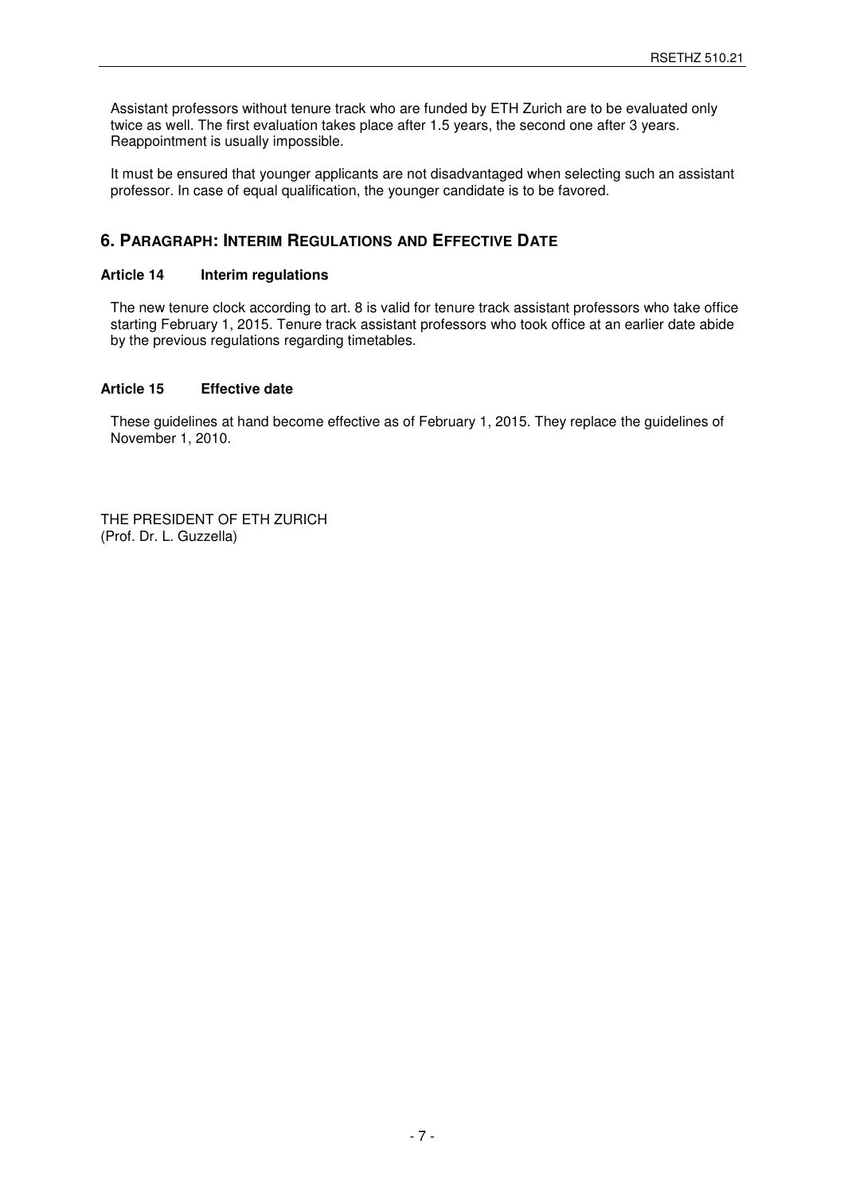Assistant professors without tenure track who are funded by ETH Zurich are to be evaluated only twice as well. The first evaluation takes place after 1.5 years, the second one after 3 years. Reappointment is usually impossible.

It must be ensured that younger applicants are not disadvantaged when selecting such an assistant professor. In case of equal qualification, the younger candidate is to be favored.

## 6. Paragraph: Interim Regulations and Effective Date

### Article 14 Interim regulations

The new tenure clock according to art. 8 is valid for tenure track assistant professors who take office starting February 1, 2015. Tenure track assistant professors who took office at an earlier date abide by the previous regulations regarding timetables.

### Article 15 Effective date

These guidelines at hand become effective as of February 1, 2015. They replace the guidelines of November 1, 2010.

THE PRESIDENT OF ETH ZURICH
(Prof. Dr. L. Guzzella)